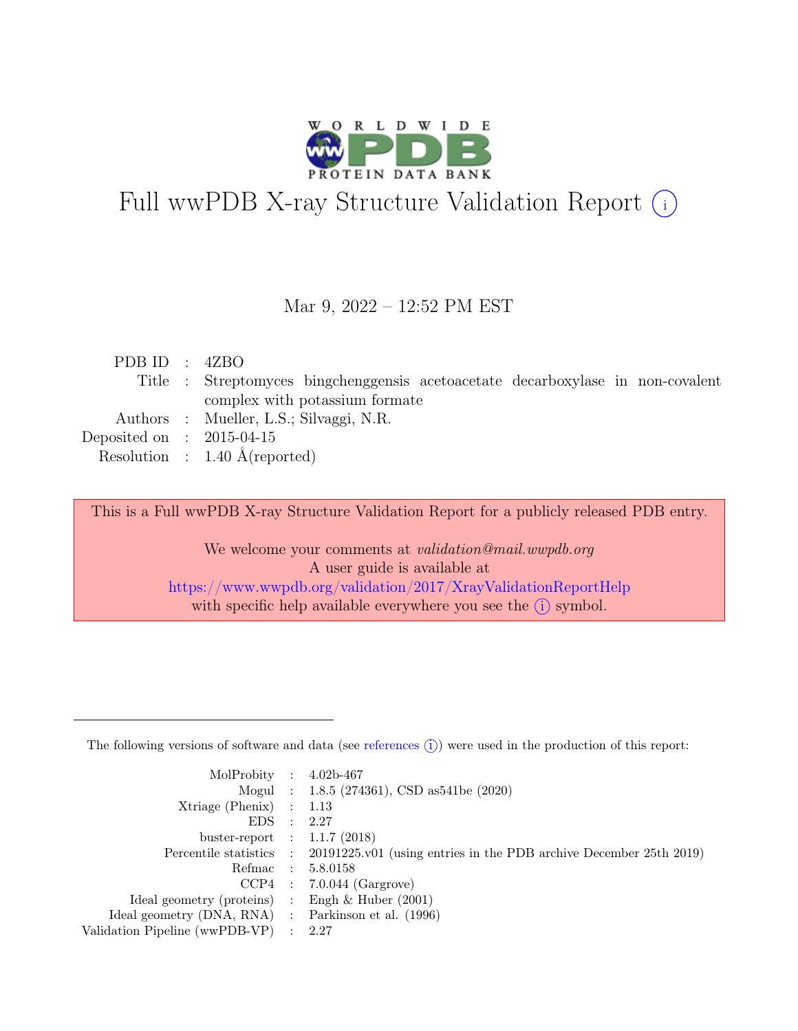# Full wwPDB X-ray Structure Validation Report (i)

Mar 9, 2022 – 12:52 PM EST

| | | |
|---|---|---|
| PDB ID | : | 4ZBO |
| Title | : | Streptomyces bingchenggensis acetoacetate decarboxylase in non-covalent complex with potassium formate |
| Authors | : | Mueller, L.S.; Silvaggi, N.R. |
| Deposited on | : | 2015-04-15 |
| Resolution | : | 1.40 Å(reported) |

This is a Full wwPDB X-ray Structure Validation Report for a publicly released PDB entry.

We welcome your comments at *validation@mail.wwpdb.org*
A user guide is available at
https://www.wwpdb.org/validation/2017/XrayValidationReportHelp
with specific help available everywhere you see the (i) symbol.

---

The following versions of software and data (see references (i)) were used in the production of this report:

| | | |
|---|---|---|
| MolProbity | : | 4.02b-467 |
| Mogul | : | 1.8.5 (274361), CSD as541be (2020) |
| Xtriage (Phenix) | : | 1.13 |
| EDS | : | 2.27 |
| buster-report | : | 1.1.7 (2018) |
| Percentile statistics | : | 20191225.v01 (using entries in the PDB archive December 25th 2019) |
| Refmac | : | 5.8.0158 |
| CCP4 | : | 7.0.044 (Gargrove) |
| Ideal geometry (proteins) | : | Engh & Huber (2001) |
| Ideal geometry (DNA, RNA) | : | Parkinson et al. (1996) |
| Validation Pipeline (wwPDB-VP) | : | 2.27 |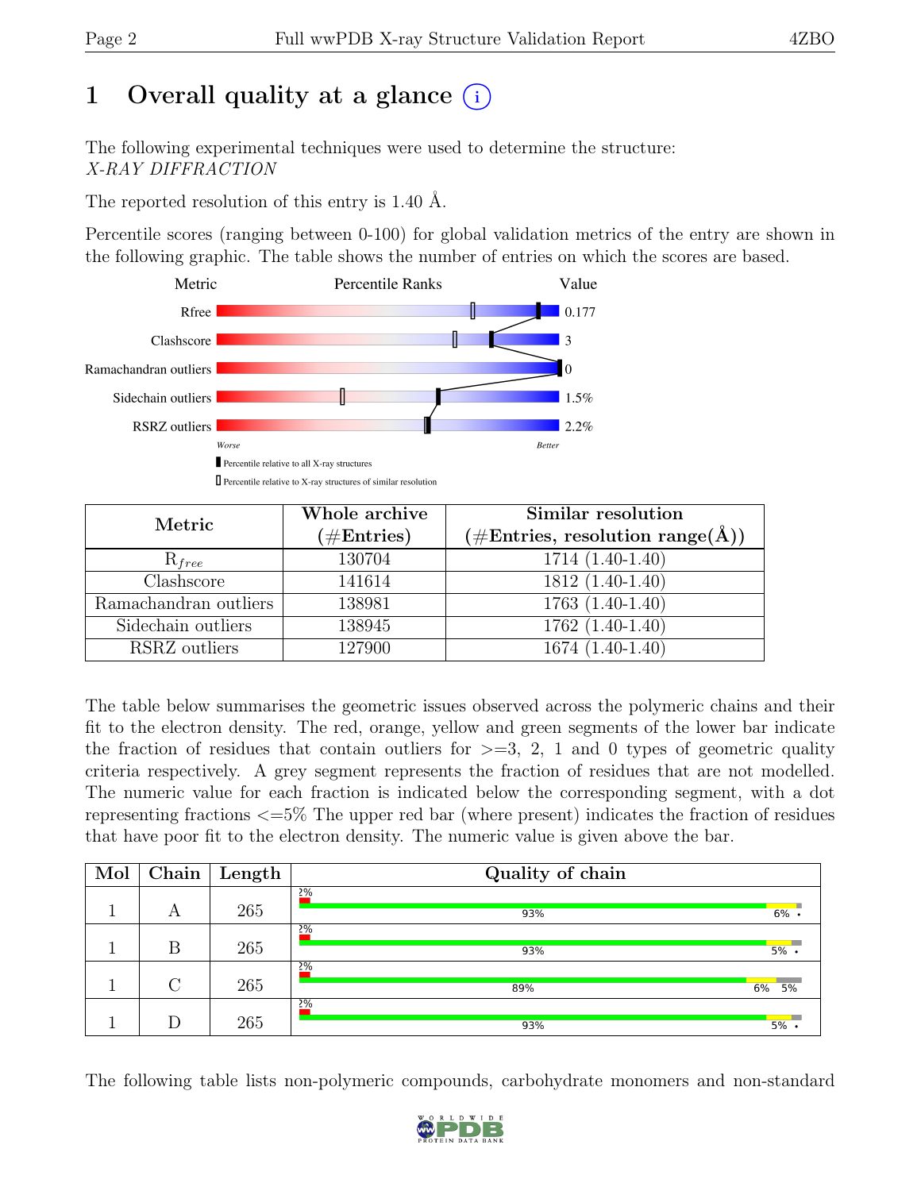# 1 Overall quality at a glance

The following experimental techniques were used to determine the structure:
*X-RAY DIFFRACTION*

The reported resolution of this entry is 1.40 Å.

Percentile scores (ranging between 0-100) for global validation metrics of the entry are shown in the following graphic. The table shows the number of entries on which the scores are based.

| Metric | Value |
|---|---|
| Rfree | 0.177 |
| Clashscore | 3 |
| Ramachandran outliers | 0 |
| Sidechain outliers | 1.5% |
| RSRZ outliers | 2.2% |

Worse — Better

Percentile relative to all X-ray structures

Percentile relative to X-ray structures of similar resolution

| Metric | Whole archive (#Entries) | Similar resolution (#Entries, resolution range(Å)) |
|---|---|---|
| $R_{free}$ | 130704 | 1714 (1.40-1.40) |
| Clashscore | 141614 | 1812 (1.40-1.40) |
| Ramachandran outliers | 138981 | 1763 (1.40-1.40) |
| Sidechain outliers | 138945 | 1762 (1.40-1.40) |
| RSRZ outliers | 127900 | 1674 (1.40-1.40) |

The table below summarises the geometric issues observed across the polymeric chains and their fit to the electron density. The red, orange, yellow and green segments of the lower bar indicate the fraction of residues that contain outliers for >=3, 2, 1 and 0 types of geometric quality criteria respectively. A grey segment represents the fraction of residues that are not modelled. The numeric value for each fraction is indicated below the corresponding segment, with a dot representing fractions <=5% The upper red bar (where present) indicates the fraction of residues that have poor fit to the electron density. The numeric value is given above the bar.

| Mol | Chain | Length | Quality of chain |
|---|---|---|---|
| 1 | A | 265 | 2%; 93%, 6%, • |
| 1 | B | 265 | 2%; 93%, 5%, • |
| 1 | C | 265 | 2%; 89%, 6%, 5% |
| 1 | D | 265 | 2%; 93%, 5%, • |

The following table lists non-polymeric compounds, carbohydrate monomers and non-standard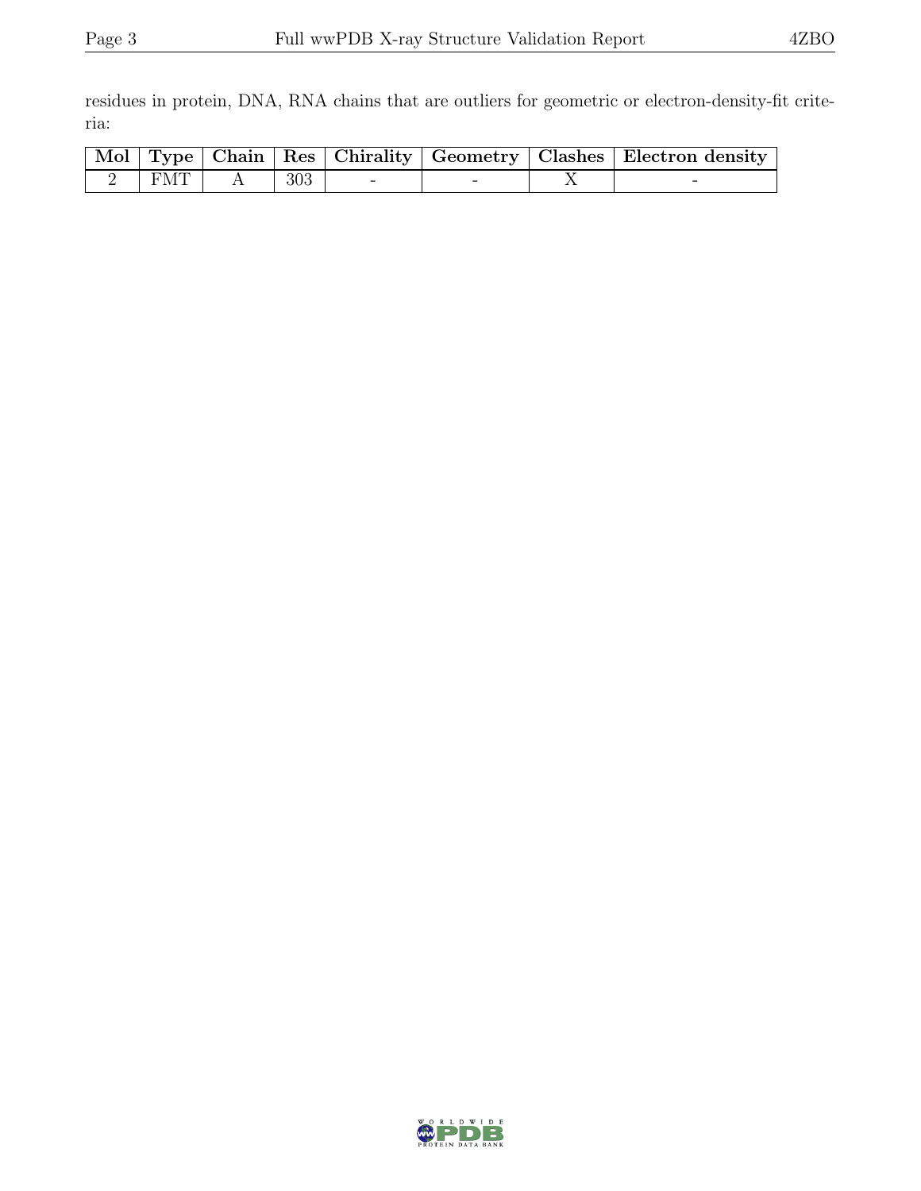residues in protein, DNA, RNA chains that are outliers for geometric or electron-density-fit criteria:

| Mol | Type | Chain | Res | Chirality | Geometry | Clashes | Electron density |
|---|---|---|---|---|---|---|---|
| 2 | FMT | A | 303 | - | - | X | - |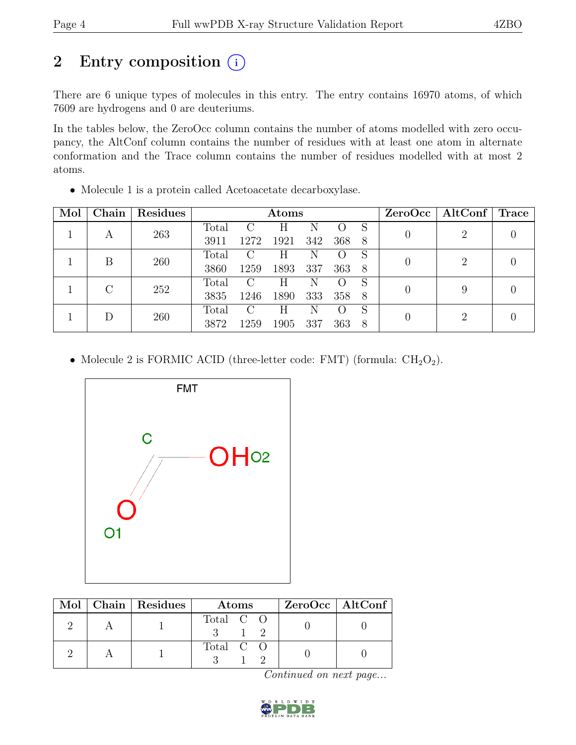# 2 Entry composition (i)

There are 6 unique types of molecules in this entry. The entry contains 16970 atoms, of which 7609 are hydrogens and 0 are deuteriums.

In the tables below, the ZeroOcc column contains the number of atoms modelled with zero occupancy, the AltConf column contains the number of residues with at least one atom in alternate conformation and the Trace column contains the number of residues modelled with at most 2 atoms.

- Molecule 1 is a protein called Acetoacetate decarboxylase.

| Mol | Chain | Residues | Atoms | | | | | | ZeroOcc | AltConf | Trace |
|---|---|---|---|---|---|---|---|---|---|---|---|
| 1 | A | 263 | Total 3911 | C 1272 | H 1921 | N 342 | O 368 | S 8 | 0 | 2 | 0 |
| 1 | B | 260 | Total 3860 | C 1259 | H 1893 | N 337 | O 363 | S 8 | 0 | 2 | 0 |
| 1 | C | 252 | Total 3835 | C 1246 | H 1890 | N 333 | O 358 | S 8 | 0 | 9 | 0 |
| 1 | D | 260 | Total 3872 | C 1259 | H 1905 | N 337 | O 363 | S 8 | 0 | 2 | 0 |

- Molecule 2 is FORMIC ACID (three-letter code: FMT) (formula: $CH_2O_2$).

| Mol | Chain | Residues | Atoms | | | ZeroOcc | AltConf |
|---|---|---|---|---|---|---|---|
| 2 | A | 1 | Total 3 | C 1 | O 2 | 0 | 0 |
| 2 | A | 1 | Total 3 | C 1 | O 2 | 0 | 0 |

*Continued on next page...*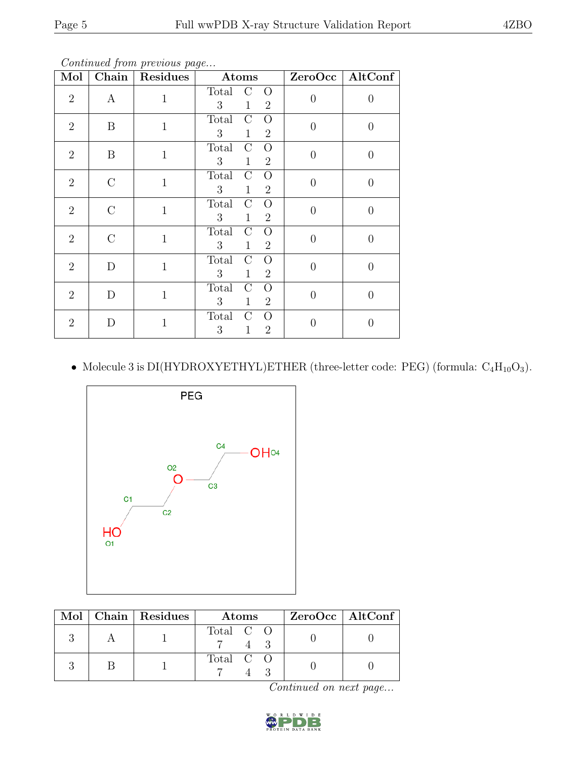*Continued from previous page...*

| Mol | Chain | Residues | Atoms | ZeroOcc | AltConf |
|---|---|---|---|---|---|
| 2 | A | 1 | Total C O<br>3 1 2 | 0 | 0 |
| 2 | B | 1 | Total C O<br>3 1 2 | 0 | 0 |
| 2 | B | 1 | Total C O<br>3 1 2 | 0 | 0 |
| 2 | C | 1 | Total C O<br>3 1 2 | 0 | 0 |
| 2 | C | 1 | Total C O<br>3 1 2 | 0 | 0 |
| 2 | C | 1 | Total C O<br>3 1 2 | 0 | 0 |
| 2 | D | 1 | Total C O<br>3 1 2 | 0 | 0 |
| 2 | D | 1 | Total C O<br>3 1 2 | 0 | 0 |
| 2 | D | 1 | Total C O<br>3 1 2 | 0 | 0 |

- Molecule 3 is DI(HYDROXYETHYL)ETHER (three-letter code: PEG) (formula: $C_4H_{10}O_3$).

| Mol | Chain | Residues | Atoms | ZeroOcc | AltConf |
|---|---|---|---|---|---|
| 3 | A | 1 | Total C O<br>7 4 3 | 0 | 0 |
| 3 | B | 1 | Total C O<br>7 4 3 | 0 | 0 |

*Continued on next page...*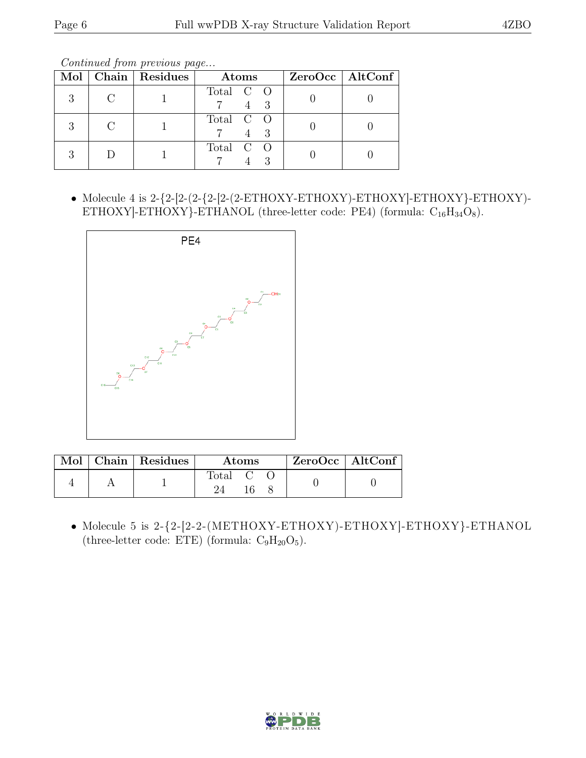*Continued from previous page...*

| Mol | Chain | Residues | Atoms | ZeroOcc | AltConf |
|---|---|---|---|---|---|
| 3 | C | 1 | Total C O<br>7 4 3 | 0 | 0 |
| 3 | C | 1 | Total C O<br>7 4 3 | 0 | 0 |
| 3 | D | 1 | Total C O<br>7 4 3 | 0 | 0 |

- Molecule 4 is 2-{2-[2-(2-{2-[2-(2-ETHOXY-ETHOXY)-ETHOXY]-ETHOXY}-ETHOXY)-ETHOXY]-ETHOXY}-ETHANOL (three-letter code: PE4) (formula: $C_{16}H_{34}O_8$).

| Mol | Chain | Residues | Atoms | ZeroOcc | AltConf |
|---|---|---|---|---|---|
| 4 | A | 1 | Total C O<br>24 16 8 | 0 | 0 |

- Molecule 5 is 2-{2-[2-2-(METHOXY-ETHOXY)-ETHOXY]-ETHOXY}-ETHANOL (three-letter code: ETE) (formula: $C_9H_{20}O_5$).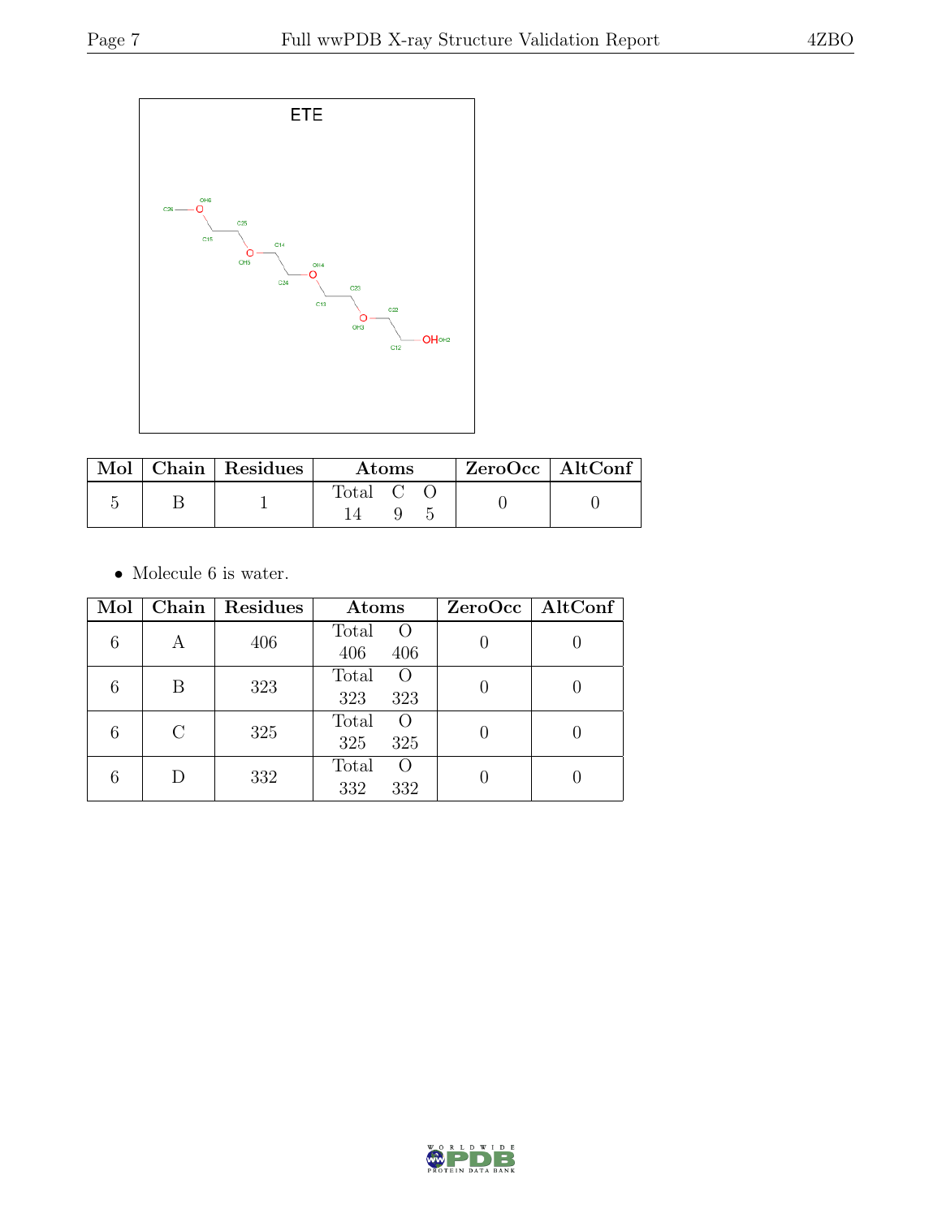ETE

| Mol | Chain | Residues | Atoms | | | ZeroOcc | AltConf |
|---|---|---|---|---|---|---|---|
| | | | Total | C | O | | |
| 5 | B | 1 | 14 | 9 | 5 | 0 | 0 |

- Molecule 6 is water.

| Mol | Chain | Residues | Atoms | | ZeroOcc | AltConf |
|---|---|---|---|---|---|---|
| | | | Total | O | | |
| 6 | A | 406 | 406 | 406 | 0 | 0 |
| 6 | B | 323 | 323 | 323 | 0 | 0 |
| 6 | C | 325 | 325 | 325 | 0 | 0 |
| 6 | D | 332 | 332 | 332 | 0 | 0 |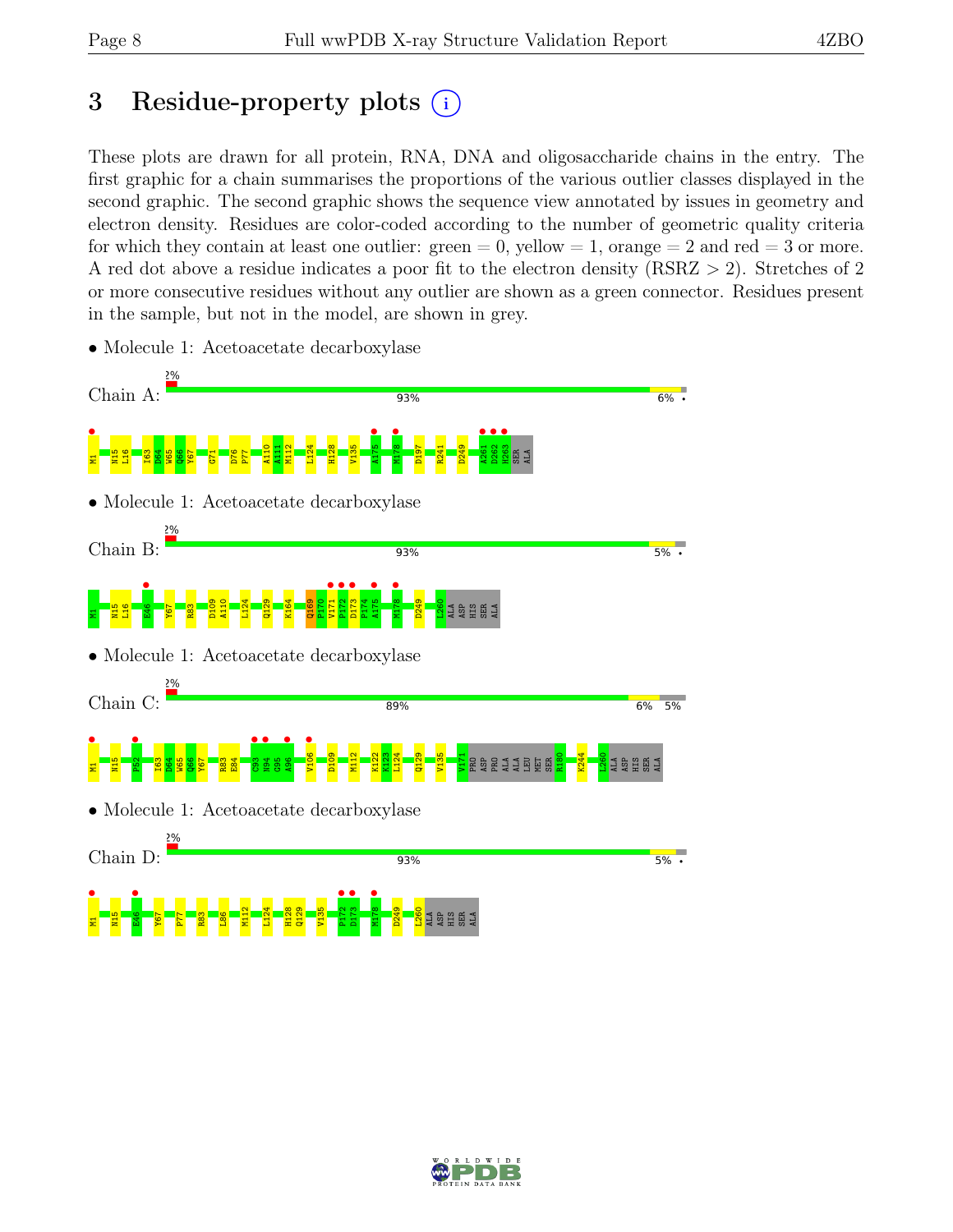# 3 Residue-property plots

These plots are drawn for all protein, RNA, DNA and oligosaccharide chains in the entry. The first graphic for a chain summarises the proportions of the various outlier classes displayed in the second graphic. The second graphic shows the sequence view annotated by issues in geometry and electron density. Residues are color-coded according to the number of geometric quality criteria for which they contain at least one outlier: green = 0, yellow = 1, orange = 2 and red = 3 or more. A red dot above a residue indicates a poor fit to the electron density (RSRZ > 2). Stretches of 2 or more consecutive residues without any outlier are shown as a green connector. Residues present in the sample, but not in the model, are shown in grey.

- Molecule 1: Acetoacetate decarboxylase

Chain A: 2% | 93% | 6% | •

M1 N15 L16 I63 D64 W65 Q66 Y67 G71 D76 P77 A110 A111 M112 L124 H128 V135 A175 M178 D197 R241 D249 A261 D262 H263 SER ALA

- Molecule 1: Acetoacetate decarboxylase

Chain B: 2% | 93% | 5% | •

M1 N15 L16 E46 Y67 R83 D109 A110 L124 Q129 K164 Q169 P170 V171 P172 D173 P174 A175 M178 D249 L260 ALA ASP HIS SER ALA

- Molecule 1: Acetoacetate decarboxylase

Chain C: 2% | 89% | 6% | 5%

M1 N15 P52 I63 D64 W65 Q66 Y67 R83 E84 C93 N94 G95 A96 V106 D109 M112 K122 K123 L124 Q129 V135 V171 PRO ASP PRO ALA ALA LEU MET SER R180 K244 L260 ALA ASP HIS SER ALA

- Molecule 1: Acetoacetate decarboxylase

Chain D: 2% | 93% | 5% | •

M1 N15 E46 Y67 P77 R83 L86 M112 L124 H128 Q129 V135 P172 D173 M178 D249 L260 ALA ASP HIS SER ALA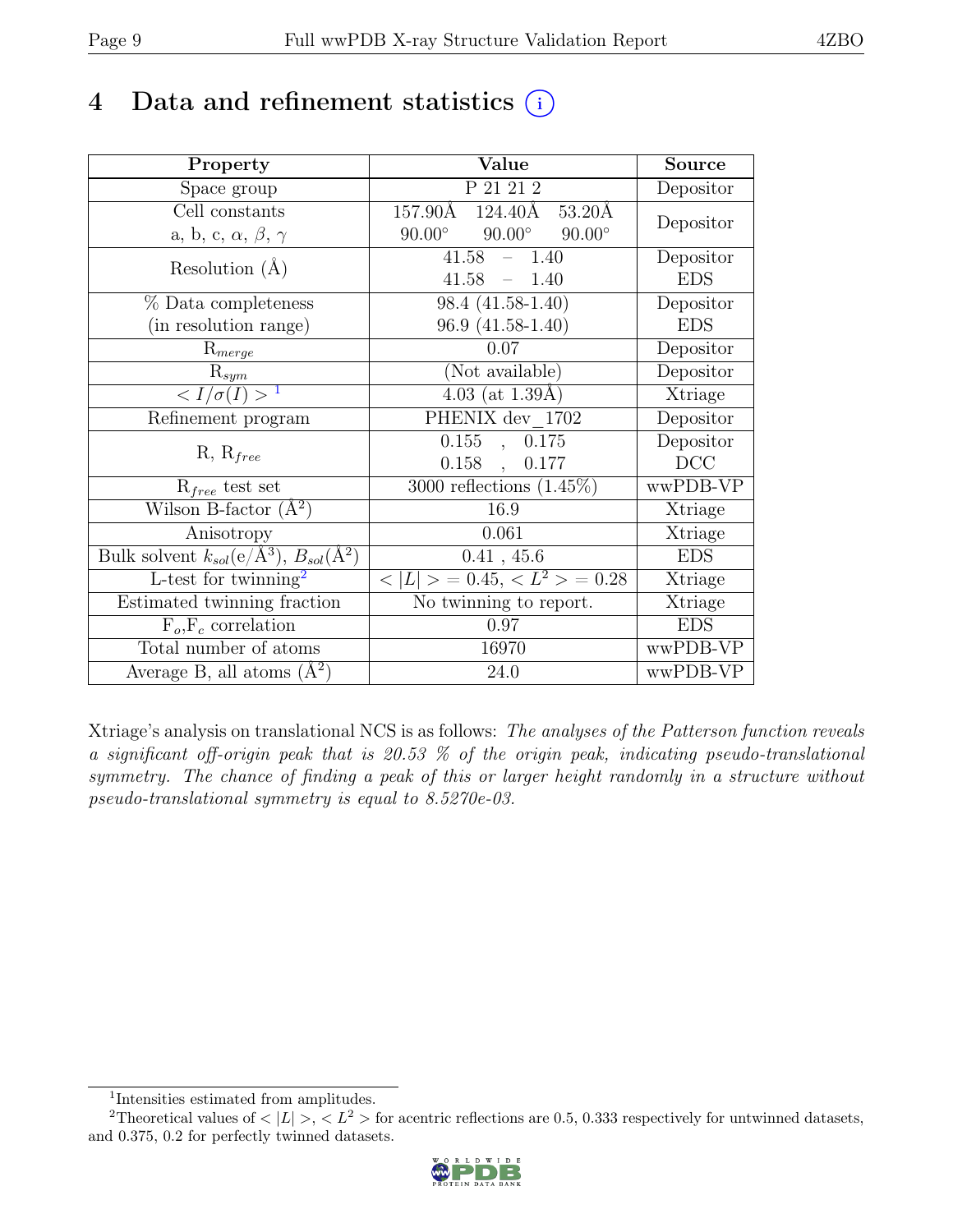# 4 Data and refinement statistics (i)

| Property | Value | Source |
|---|---|---|
| Space group | P 21 21 2 | Depositor |
| Cell constants<br>a, b, c, $\alpha$, $\beta$, $\gamma$ | 157.90Å 124.40Å 53.20Å<br>90.00° 90.00° 90.00° | Depositor |
| Resolution (Å) | 41.58 – 1.40<br>41.58 – 1.40 | Depositor<br>EDS |
| % Data completeness<br>(in resolution range) | 98.4 (41.58-1.40)<br>96.9 (41.58-1.40) | Depositor<br>EDS |
| $R_{merge}$ | 0.07 | Depositor |
| $R_{sym}$ | (Not available) | Depositor |
| $< I/\sigma(I) >$ [1] | 4.03 (at 1.39Å) | Xtriage |
| Refinement program | PHENIX dev_1702 | Depositor |
| R, $R_{free}$ | 0.155 , 0.175<br>0.158 , 0.177 | Depositor<br>DCC |
| $R_{free}$ test set | 3000 reflections (1.45%) | wwPDB-VP |
| Wilson B-factor (Å$^2$) | 16.9 | Xtriage |
| Anisotropy | 0.061 | Xtriage |
| Bulk solvent $k_{sol}$(e/Å$^3$), $B_{sol}$(Å$^2$) | 0.41 , 45.6 | EDS |
| L-test for twinning[2] | $< \|L\| > = 0.45$, $< L^2 > = 0.28$ | Xtriage |
| Estimated twinning fraction | No twinning to report. | Xtriage |
| $F_o$,$F_c$ correlation | 0.97 | EDS |
| Total number of atoms | 16970 | wwPDB-VP |
| Average B, all atoms (Å$^2$) | 24.0 | wwPDB-VP |

Xtriage's analysis on translational NCS is as follows: *The analyses of the Patterson function reveals a significant off-origin peak that is 20.53 % of the origin peak, indicating pseudo-translational symmetry. The chance of finding a peak of this or larger height randomly in a structure without pseudo-translational symmetry is equal to 8.5270e-03.*

[1] Intensities estimated from amplitudes.

[2] Theoretical values of $< |L| >$, $< L^2 >$ for acentric reflections are 0.5, 0.333 respectively for untwinned datasets, and 0.375, 0.2 for perfectly twinned datasets.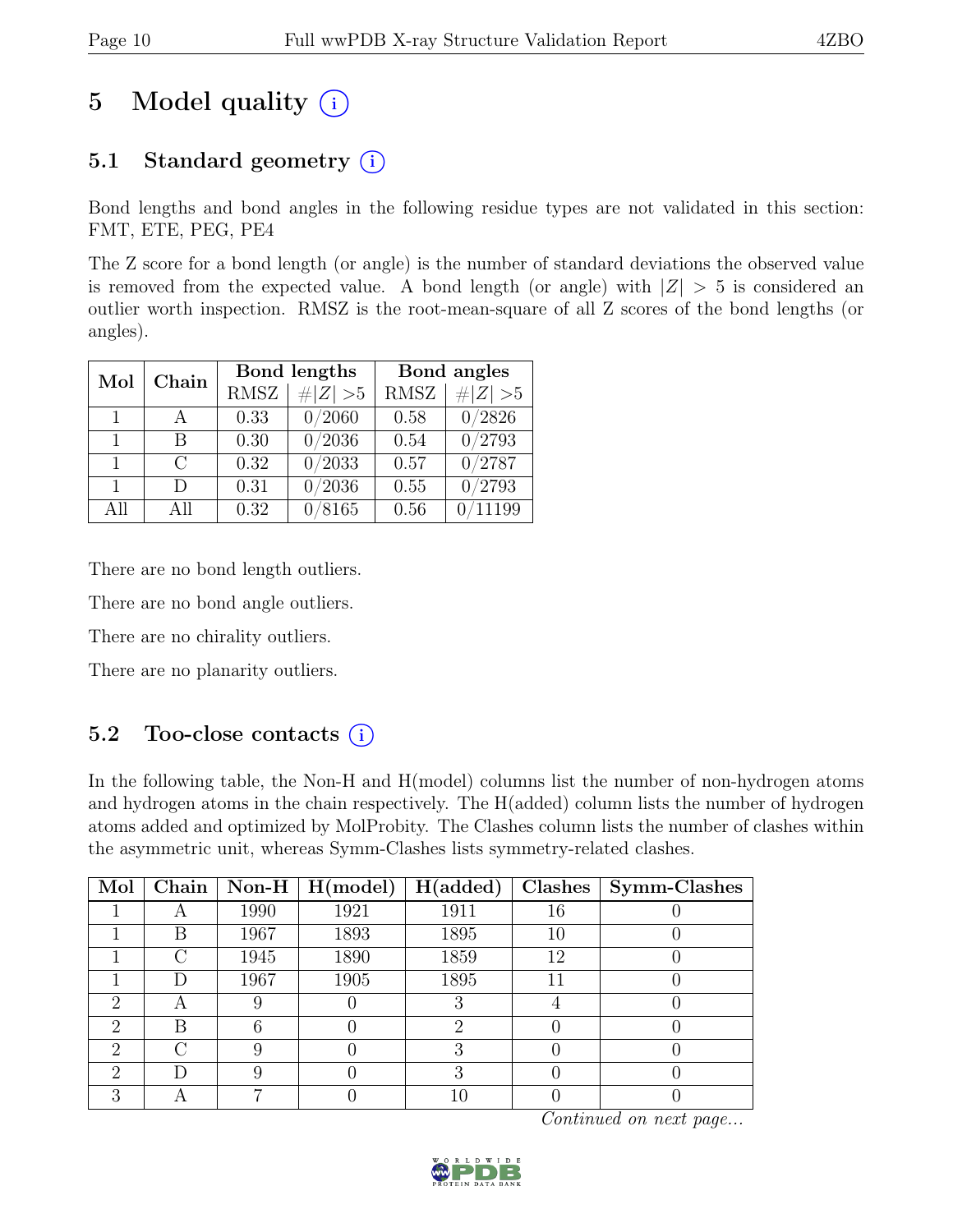# 5 Model quality

## 5.1 Standard geometry

Bond lengths and bond angles in the following residue types are not validated in this section: FMT, ETE, PEG, PE4

The Z score for a bond length (or angle) is the number of standard deviations the observed value is removed from the expected value. A bond length (or angle) with $|Z| > 5$ is considered an outlier worth inspection. RMSZ is the root-mean-square of all Z scores of the bond lengths (or angles).

| Mol | Chain | Bond lengths | | Bond angles | |
|---|---|---|---|---|---|
| | | RMSZ | $\#\|Z\| > 5$ | RMSZ | $\#\|Z\| > 5$ |
| 1 | A | 0.33 | 0/2060 | 0.58 | 0/2826 |
| 1 | B | 0.30 | 0/2036 | 0.54 | 0/2793 |
| 1 | C | 0.32 | 0/2033 | 0.57 | 0/2787 |
| 1 | D | 0.31 | 0/2036 | 0.55 | 0/2793 |
| All | All | 0.32 | 0/8165 | 0.56 | 0/11199 |

There are no bond length outliers.

There are no bond angle outliers.

There are no chirality outliers.

There are no planarity outliers.

## 5.2 Too-close contacts

In the following table, the Non-H and H(model) columns list the number of non-hydrogen atoms and hydrogen atoms in the chain respectively. The H(added) column lists the number of hydrogen atoms added and optimized by MolProbity. The Clashes column lists the number of clashes within the asymmetric unit, whereas Symm-Clashes lists symmetry-related clashes.

| Mol | Chain | Non-H | H(model) | H(added) | Clashes | Symm-Clashes |
|---|---|---|---|---|---|---|
| 1 | A | 1990 | 1921 | 1911 | 16 | 0 |
| 1 | B | 1967 | 1893 | 1895 | 10 | 0 |
| 1 | C | 1945 | 1890 | 1859 | 12 | 0 |
| 1 | D | 1967 | 1905 | 1895 | 11 | 0 |
| 2 | A | 9 | 0 | 3 | 4 | 0 |
| 2 | B | 6 | 0 | 2 | 0 | 0 |
| 2 | C | 9 | 0 | 3 | 0 | 0 |
| 2 | D | 9 | 0 | 3 | 0 | 0 |
| 3 | A | 7 | 0 | 10 | 0 | 0 |

*Continued on next page...*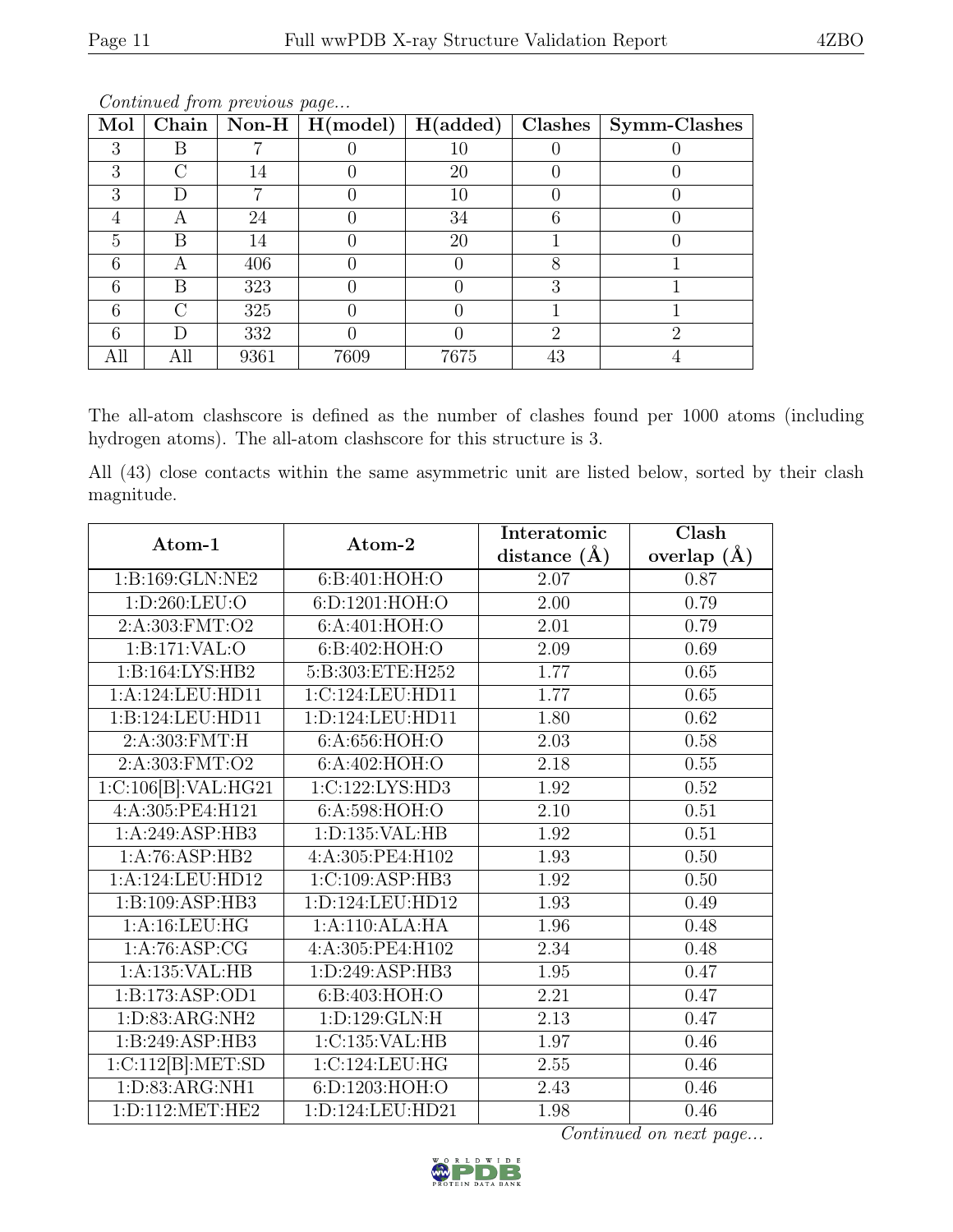*Continued from previous page...*

| Mol | Chain | Non-H | H(model) | H(added) | Clashes | Symm-Clashes |
|---|---|---|---|---|---|---|
| 3 | B | 7 | 0 | 10 | 0 | 0 |
| 3 | C | 14 | 0 | 20 | 0 | 0 |
| 3 | D | 7 | 0 | 10 | 0 | 0 |
| 4 | A | 24 | 0 | 34 | 6 | 0 |
| 5 | B | 14 | 0 | 20 | 1 | 0 |
| 6 | A | 406 | 0 | 0 | 8 | 1 |
| 6 | B | 323 | 0 | 0 | 3 | 1 |
| 6 | C | 325 | 0 | 0 | 1 | 1 |
| 6 | D | 332 | 0 | 0 | 2 | 2 |
| All | All | 9361 | 7609 | 7675 | 43 | 4 |

The all-atom clashscore is defined as the number of clashes found per 1000 atoms (including hydrogen atoms). The all-atom clashscore for this structure is 3.

All (43) close contacts within the same asymmetric unit are listed below, sorted by their clash magnitude.

| Atom-1 | Atom-2 | Interatomic distance (Å) | Clash overlap (Å) |
|---|---|---|---|
| 1:B:169:GLN:NE2 | 6:B:401:HOH:O | 2.07 | 0.87 |
| 1:D:260:LEU:O | 6:D:1201:HOH:O | 2.00 | 0.79 |
| 2:A:303:FMT:O2 | 6:A:401:HOH:O | 2.01 | 0.79 |
| 1:B:171:VAL:O | 6:B:402:HOH:O | 2.09 | 0.69 |
| 1:B:164:LYS:HB2 | 5:B:303:ETE:H252 | 1.77 | 0.65 |
| 1:A:124:LEU:HD11 | 1:C:124:LEU:HD11 | 1.77 | 0.65 |
| 1:B:124:LEU:HD11 | 1:D:124:LEU:HD11 | 1.80 | 0.62 |
| 2:A:303:FMT:H | 6:A:656:HOH:O | 2.03 | 0.58 |
| 2:A:303:FMT:O2 | 6:A:402:HOH:O | 2.18 | 0.55 |
| 1:C:106[B]:VAL:HG21 | 1:C:122:LYS:HD3 | 1.92 | 0.52 |
| 4:A:305:PE4:H121 | 6:A:598:HOH:O | 2.10 | 0.51 |
| 1:A:249:ASP:HB3 | 1:D:135:VAL:HB | 1.92 | 0.51 |
| 1:A:76:ASP:HB2 | 4:A:305:PE4:H102 | 1.93 | 0.50 |
| 1:A:124:LEU:HD12 | 1:C:109:ASP:HB3 | 1.92 | 0.50 |
| 1:B:109:ASP:HB3 | 1:D:124:LEU:HD12 | 1.93 | 0.49 |
| 1:A:16:LEU:HG | 1:A:110:ALA:HA | 1.96 | 0.48 |
| 1:A:76:ASP:CG | 4:A:305:PE4:H102 | 2.34 | 0.48 |
| 1:A:135:VAL:HB | 1:D:249:ASP:HB3 | 1.95 | 0.47 |
| 1:B:173:ASP:OD1 | 6:B:403:HOH:O | 2.21 | 0.47 |
| 1:D:83:ARG:NH2 | 1:D:129:GLN:H | 2.13 | 0.47 |
| 1:B:249:ASP:HB3 | 1:C:135:VAL:HB | 1.97 | 0.46 |
| 1:C:112[B]:MET:SD | 1:C:124:LEU:HG | 2.55 | 0.46 |
| 1:D:83:ARG:NH1 | 6:D:1203:HOH:O | 2.43 | 0.46 |
| 1:D:112:MET:HE2 | 1:D:124:LEU:HD21 | 1.98 | 0.46 |

*Continued on next page...*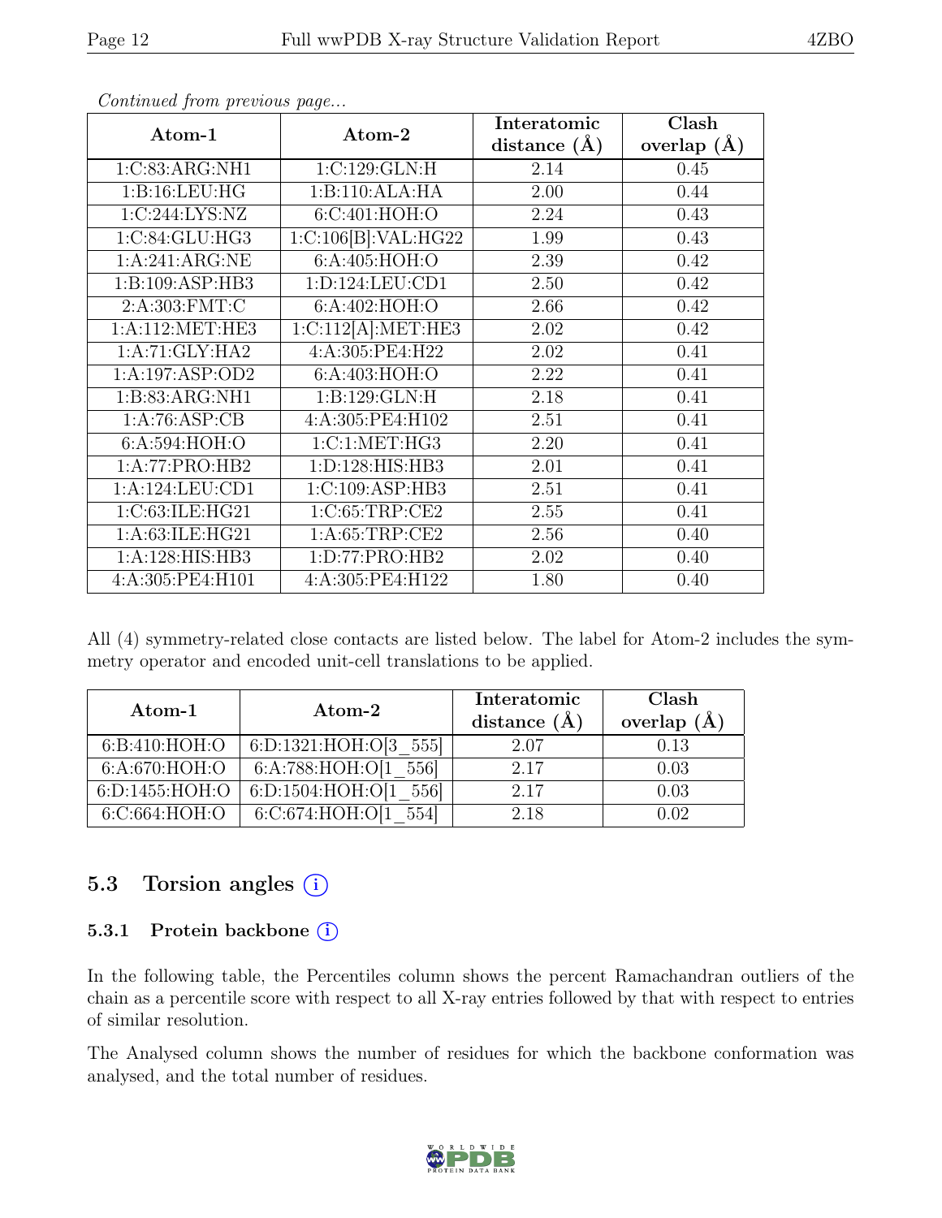*Continued from previous page...*

| Atom-1 | Atom-2 | Interatomic distance (Å) | Clash overlap (Å) |
|---|---|---|---|
| 1:C:83:ARG:NH1 | 1:C:129:GLN:H | 2.14 | 0.45 |
| 1:B:16:LEU:HG | 1:B:110:ALA:HA | 2.00 | 0.44 |
| 1:C:244:LYS:NZ | 6:C:401:HOH:O | 2.24 | 0.43 |
| 1:C:84:GLU:HG3 | 1:C:106[B]:VAL:HG22 | 1.99 | 0.43 |
| 1:A:241:ARG:NE | 6:A:405:HOH:O | 2.39 | 0.42 |
| 1:B:109:ASP:HB3 | 1:D:124:LEU:CD1 | 2.50 | 0.42 |
| 2:A:303:FMT:C | 6:A:402:HOH:O | 2.66 | 0.42 |
| 1:A:112:MET:HE3 | 1:C:112[A]:MET:HE3 | 2.02 | 0.42 |
| 1:A:71:GLY:HA2 | 4:A:305:PE4:H22 | 2.02 | 0.41 |
| 1:A:197:ASP:OD2 | 6:A:403:HOH:O | 2.22 | 0.41 |
| 1:B:83:ARG:NH1 | 1:B:129:GLN:H | 2.18 | 0.41 |
| 1:A:76:ASP:CB | 4:A:305:PE4:H102 | 2.51 | 0.41 |
| 6:A:594:HOH:O | 1:C:1:MET:HG3 | 2.20 | 0.41 |
| 1:A:77:PRO:HB2 | 1:D:128:HIS:HB3 | 2.01 | 0.41 |
| 1:A:124:LEU:CD1 | 1:C:109:ASP:HB3 | 2.51 | 0.41 |
| 1:C:63:ILE:HG21 | 1:C:65:TRP:CE2 | 2.55 | 0.41 |
| 1:A:63:ILE:HG21 | 1:A:65:TRP:CE2 | 2.56 | 0.40 |
| 1:A:128:HIS:HB3 | 1:D:77:PRO:HB2 | 2.02 | 0.40 |
| 4:A:305:PE4:H101 | 4:A:305:PE4:H122 | 1.80 | 0.40 |

All (4) symmetry-related close contacts are listed below. The label for Atom-2 includes the symmetry operator and encoded unit-cell translations to be applied.

| Atom-1 | Atom-2 | Interatomic distance (Å) | Clash overlap (Å) |
|---|---|---|---|
| 6:B:410:HOH:O | 6:D:1321:HOH:O[3_555] | 2.07 | 0.13 |
| 6:A:670:HOH:O | 6:A:788:HOH:O[1_556] | 2.17 | 0.03 |
| 6:D:1455:HOH:O | 6:D:1504:HOH:O[1_556] | 2.17 | 0.03 |
| 6:C:664:HOH:O | 6:C:674:HOH:O[1_554] | 2.18 | 0.02 |

## 5.3 Torsion angles (i)

### 5.3.1 Protein backbone (i)

In the following table, the Percentiles column shows the percent Ramachandran outliers of the chain as a percentile score with respect to all X-ray entries followed by that with respect to entries of similar resolution.

The Analysed column shows the number of residues for which the backbone conformation was analysed, and the total number of residues.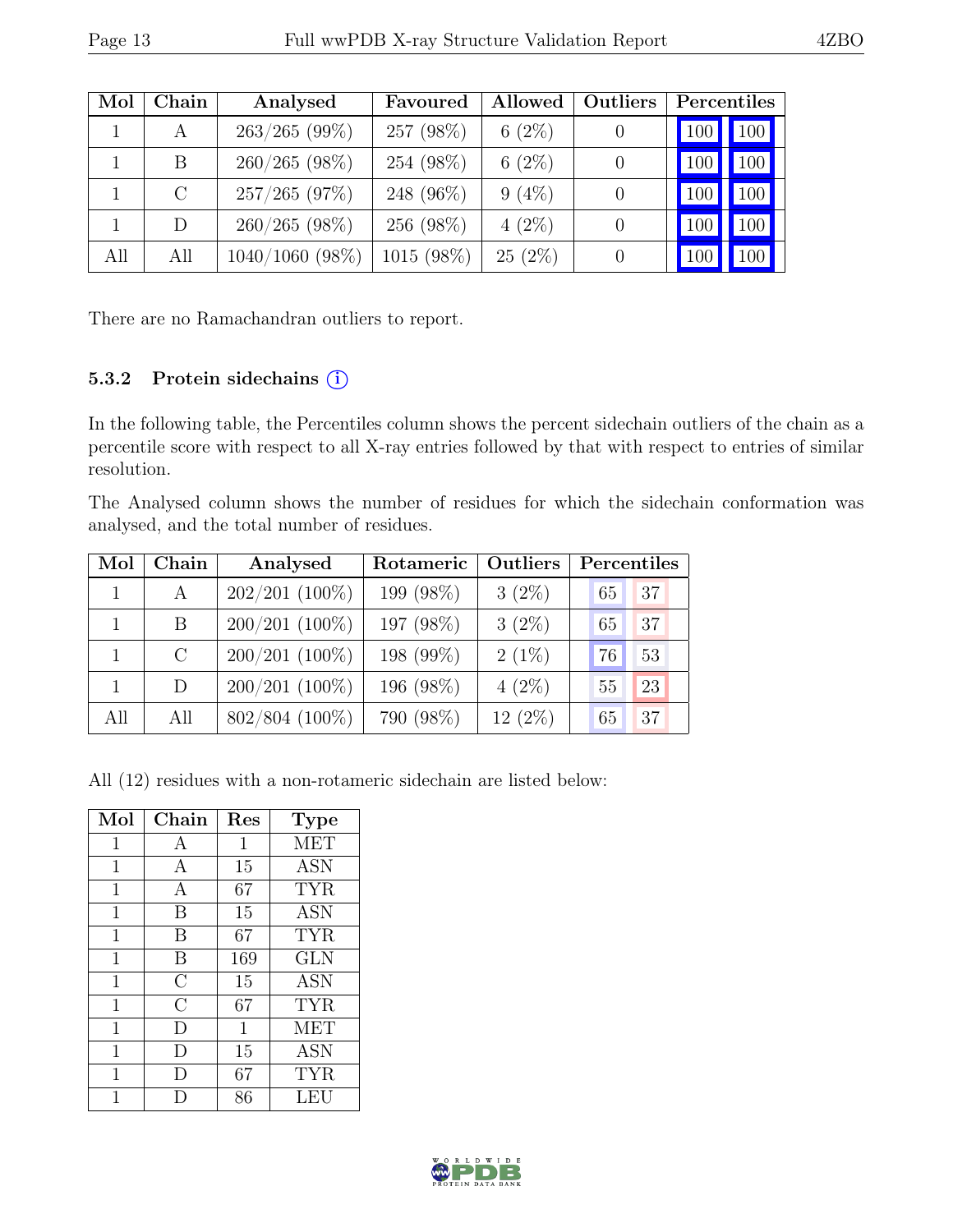| Mol | Chain | Analysed | Favoured | Allowed | Outliers | Percentiles | |
|---|---|---|---|---|---|---|---|
| 1 | A | 263/265 (99%) | 257 (98%) | 6 (2%) | 0 | 100 | 100 |
| 1 | B | 260/265 (98%) | 254 (98%) | 6 (2%) | 0 | 100 | 100 |
| 1 | C | 257/265 (97%) | 248 (96%) | 9 (4%) | 0 | 100 | 100 |
| 1 | D | 260/265 (98%) | 256 (98%) | 4 (2%) | 0 | 100 | 100 |
| All | All | 1040/1060 (98%) | 1015 (98%) | 25 (2%) | 0 | 100 | 100 |

There are no Ramachandran outliers to report.

### 5.3.2 Protein sidechains (i)

In the following table, the Percentiles column shows the percent sidechain outliers of the chain as a percentile score with respect to all X-ray entries followed by that with respect to entries of similar resolution.

The Analysed column shows the number of residues for which the sidechain conformation was analysed, and the total number of residues.

| Mol | Chain | Analysed | Rotameric | Outliers | Percentiles | |
|---|---|---|---|---|---|---|
| 1 | A | 202/201 (100%) | 199 (98%) | 3 (2%) | 65 | 37 |
| 1 | B | 200/201 (100%) | 197 (98%) | 3 (2%) | 65 | 37 |
| 1 | C | 200/201 (100%) | 198 (99%) | 2 (1%) | 76 | 53 |
| 1 | D | 200/201 (100%) | 196 (98%) | 4 (2%) | 55 | 23 |
| All | All | 802/804 (100%) | 790 (98%) | 12 (2%) | 65 | 37 |

All (12) residues with a non-rotameric sidechain are listed below:

| Mol | Chain | Res | Type |
|---|---|---|---|
| 1 | A | 1 | MET |
| 1 | A | 15 | ASN |
| 1 | A | 67 | TYR |
| 1 | B | 15 | ASN |
| 1 | B | 67 | TYR |
| 1 | B | 169 | GLN |
| 1 | C | 15 | ASN |
| 1 | C | 67 | TYR |
| 1 | D | 1 | MET |
| 1 | D | 15 | ASN |
| 1 | D | 67 | TYR |
| 1 | D | 86 | LEU |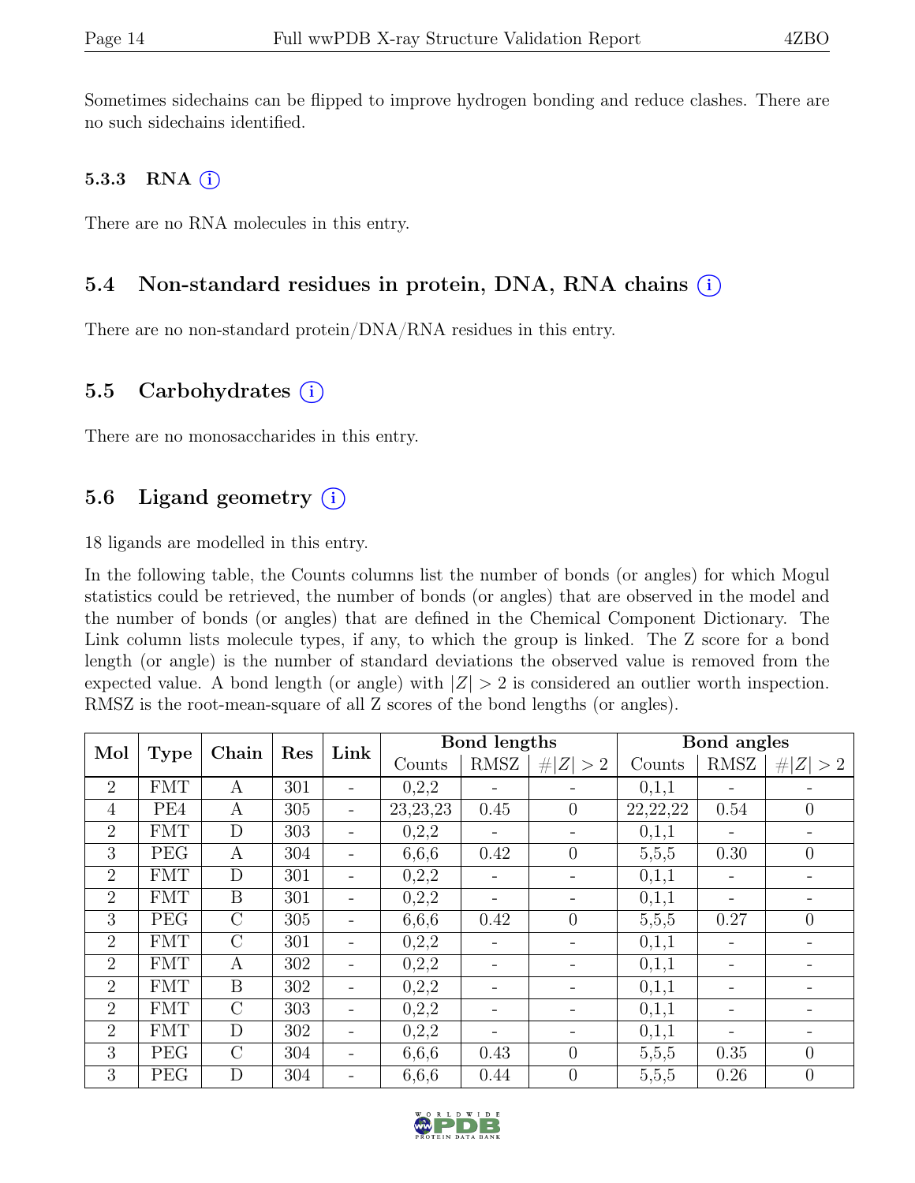Sometimes sidechains can be flipped to improve hydrogen bonding and reduce clashes. There are no such sidechains identified.

### 5.3.3 RNA (i)

There are no RNA molecules in this entry.

## 5.4 Non-standard residues in protein, DNA, RNA chains (i)

There are no non-standard protein/DNA/RNA residues in this entry.

## 5.5 Carbohydrates (i)

There are no monosaccharides in this entry.

## 5.6 Ligand geometry (i)

18 ligands are modelled in this entry.

In the following table, the Counts columns list the number of bonds (or angles) for which Mogul statistics could be retrieved, the number of bonds (or angles) that are observed in the model and the number of bonds (or angles) that are defined in the Chemical Component Dictionary. The Link column lists molecule types, if any, to which the group is linked. The Z score for a bond length (or angle) is the number of standard deviations the observed value is removed from the expected value. A bond length (or angle) with $|Z| > 2$ is considered an outlier worth inspection. RMSZ is the root-mean-square of all Z scores of the bond lengths (or angles).

| Mol | Type | Chain | Res | Link | Bond lengths | | | Bond angles | | |
|---|---|---|---|---|---|---|---|---|---|---|
| | | | | | Counts | RMSZ | $\#\|Z\| > 2$ | Counts | RMSZ | $\#\|Z\| > 2$ |
| 2 | FMT | A | 301 | - | 0,2,2 | - | - | 0,1,1 | - | - |
| 4 | PE4 | A | 305 | - | 23,23,23 | 0.45 | 0 | 22,22,22 | 0.54 | 0 |
| 2 | FMT | D | 303 | - | 0,2,2 | - | - | 0,1,1 | - | - |
| 3 | PEG | A | 304 | - | 6,6,6 | 0.42 | 0 | 5,5,5 | 0.30 | 0 |
| 2 | FMT | D | 301 | - | 0,2,2 | - | - | 0,1,1 | - | - |
| 2 | FMT | B | 301 | - | 0,2,2 | - | - | 0,1,1 | - | - |
| 3 | PEG | C | 305 | - | 6,6,6 | 0.42 | 0 | 5,5,5 | 0.27 | 0 |
| 2 | FMT | C | 301 | - | 0,2,2 | - | - | 0,1,1 | - | - |
| 2 | FMT | A | 302 | - | 0,2,2 | - | - | 0,1,1 | - | - |
| 2 | FMT | B | 302 | - | 0,2,2 | - | - | 0,1,1 | - | - |
| 2 | FMT | C | 303 | - | 0,2,2 | - | - | 0,1,1 | - | - |
| 2 | FMT | D | 302 | - | 0,2,2 | - | - | 0,1,1 | - | - |
| 3 | PEG | C | 304 | - | 6,6,6 | 0.43 | 0 | 5,5,5 | 0.35 | 0 |
| 3 | PEG | D | 304 | - | 6,6,6 | 0.44 | 0 | 5,5,5 | 0.26 | 0 |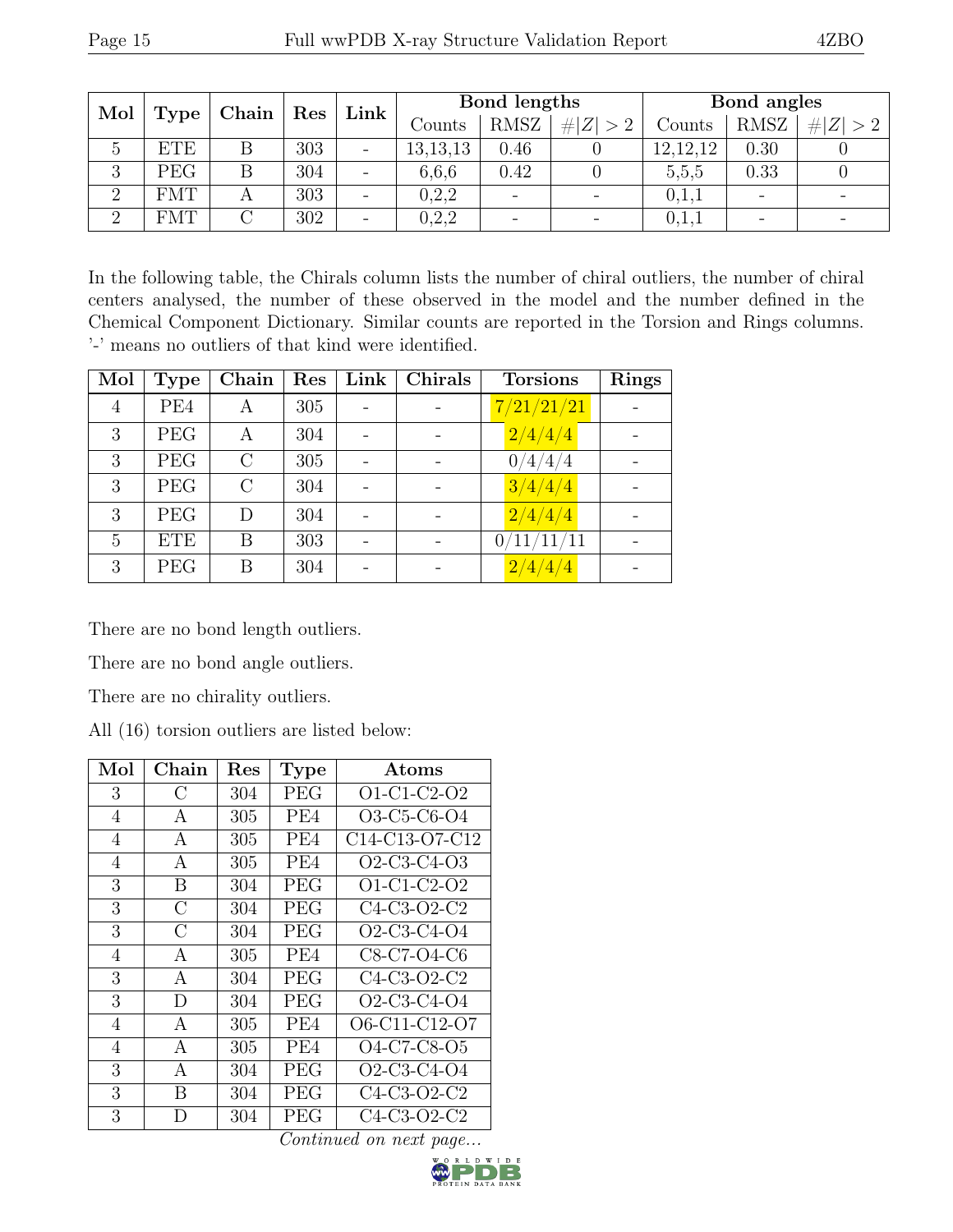| Mol | Type | Chain | Res | Link | Bond lengths | | | Bond angles | | |
|---|---|---|---|---|---|---|---|---|---|---|
| | | | | | Counts | RMSZ | $\#\|Z\|>2$ | Counts | RMSZ | $\#\|Z\|>2$ |
| 5 | ETE | B | 303 | - | 13,13,13 | 0.46 | 0 | 12,12,12 | 0.30 | 0 |
| 3 | PEG | B | 304 | - | 6,6,6 | 0.42 | 0 | 5,5,5 | 0.33 | 0 |
| 2 | FMT | A | 303 | - | 0,2,2 | - | - | 0,1,1 | - | - |
| 2 | FMT | C | 302 | - | 0,2,2 | - | - | 0,1,1 | - | - |

In the following table, the Chirals column lists the number of chiral outliers, the number of chiral centers analysed, the number of these observed in the model and the number defined in the Chemical Component Dictionary. Similar counts are reported in the Torsion and Rings columns. '-' means no outliers of that kind were identified.

| Mol | Type | Chain | Res | Link | Chirals | Torsions | Rings |
|---|---|---|---|---|---|---|---|
| 4 | PE4 | A | 305 | - | - | 7/21/21/21 | - |
| 3 | PEG | A | 304 | - | - | 2/4/4/4 | - |
| 3 | PEG | C | 305 | - | - | 0/4/4/4 | - |
| 3 | PEG | C | 304 | - | - | 3/4/4/4 | - |
| 3 | PEG | D | 304 | - | - | 2/4/4/4 | - |
| 5 | ETE | B | 303 | - | - | 0/11/11/11 | - |
| 3 | PEG | B | 304 | - | - | 2/4/4/4 | - |

There are no bond length outliers.

There are no bond angle outliers.

There are no chirality outliers.

All (16) torsion outliers are listed below:

| Mol | Chain | Res | Type | Atoms |
|---|---|---|---|---|
| 3 | C | 304 | PEG | O1-C1-C2-O2 |
| 4 | A | 305 | PE4 | O3-C5-C6-O4 |
| 4 | A | 305 | PE4 | C14-C13-O7-C12 |
| 4 | A | 305 | PE4 | O2-C3-C4-O3 |
| 3 | B | 304 | PEG | O1-C1-C2-O2 |
| 3 | C | 304 | PEG | C4-C3-O2-C2 |
| 3 | C | 304 | PEG | O2-C3-C4-O4 |
| 4 | A | 305 | PE4 | C8-C7-O4-C6 |
| 3 | A | 304 | PEG | C4-C3-O2-C2 |
| 3 | D | 304 | PEG | O2-C3-C4-O4 |
| 4 | A | 305 | PE4 | O6-C11-C12-O7 |
| 4 | A | 305 | PE4 | O4-C7-C8-O5 |
| 3 | A | 304 | PEG | O2-C3-C4-O4 |
| 3 | B | 304 | PEG | C4-C3-O2-C2 |
| 3 | D | 304 | PEG | C4-C3-O2-C2 |

*Continued on next page...*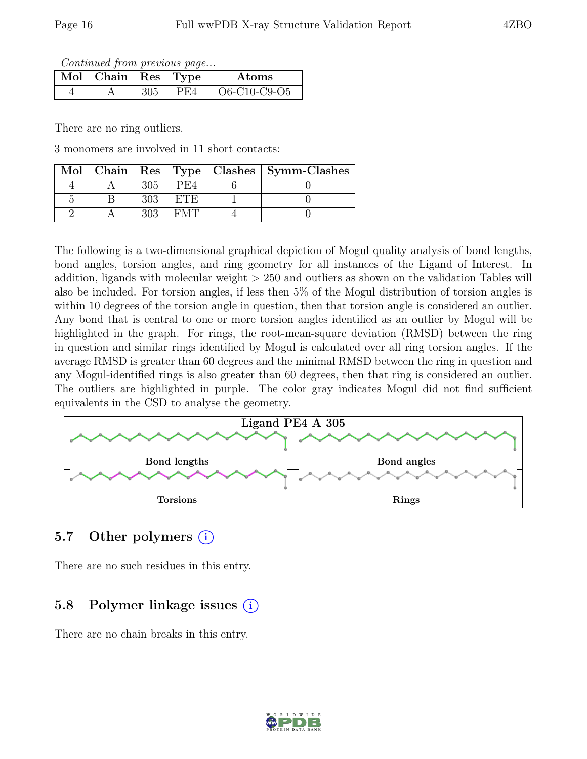*Continued from previous page...*

| Mol | Chain | Res | Type | Atoms |
|---|---|---|---|---|
| 4 | A | 305 | PE4 | O6-C10-C9-O5 |

There are no ring outliers.

3 monomers are involved in 11 short contacts:

| Mol | Chain | Res | Type | Clashes | Symm-Clashes |
|---|---|---|---|---|---|
| 4 | A | 305 | PE4 | 6 | 0 |
| 5 | B | 303 | ETE | 1 | 0 |
| 2 | A | 303 | FMT | 4 | 0 |

The following is a two-dimensional graphical depiction of Mogul quality analysis of bond lengths, bond angles, torsion angles, and ring geometry for all instances of the Ligand of Interest. In addition, ligands with molecular weight > 250 and outliers as shown on the validation Tables will also be included. For torsion angles, if less then 5% of the Mogul distribution of torsion angles is within 10 degrees of the torsion angle in question, then that torsion angle is considered an outlier. Any bond that is central to one or more torsion angles identified as an outlier by Mogul will be highlighted in the graph. For rings, the root-mean-square deviation (RMSD) between the ring in question and similar rings identified by Mogul is calculated over all ring torsion angles. If the average RMSD is greater than 60 degrees and the minimal RMSD between the ring in question and any Mogul-identified rings is also greater than 60 degrees, then that ring is considered an outlier. The outliers are highlighted in purple. The color gray indicates Mogul did not find sufficient equivalents in the CSD to analyse the geometry.

**Ligand PE4 A 305**

Bond lengths | Bond angles | Torsions | Rings

## 5.7 Other polymers

There are no such residues in this entry.

## 5.8 Polymer linkage issues

There are no chain breaks in this entry.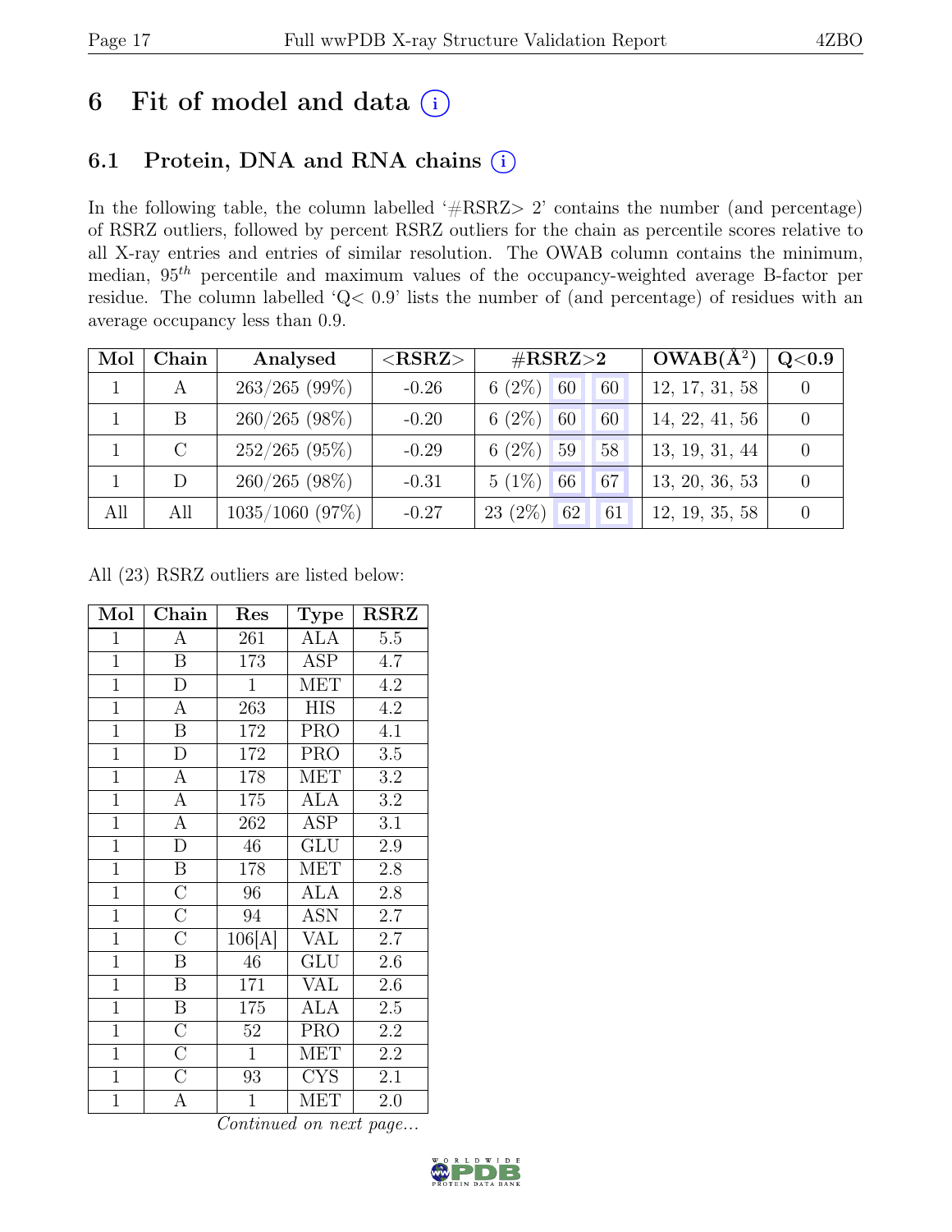# 6 Fit of model and data (i)

## 6.1 Protein, DNA and RNA chains (i)

In the following table, the column labelled '#RSRZ> 2' contains the number (and percentage) of RSRZ outliers, followed by percent RSRZ outliers for the chain as percentile scores relative to all X-ray entries and entries of similar resolution. The OWAB column contains the minimum, median, $95^{th}$ percentile and maximum values of the occupancy-weighted average B-factor per residue. The column labelled 'Q< 0.9' lists the number of (and percentage) of residues with an average occupancy less than 0.9.

| Mol | Chain | Analysed | <RSRZ> | #RSRZ>2 | | | OWAB(Å$^2$) | Q<0.9 |
|---|---|---|---|---|---|---|---|---|
| 1 | A | 263/265 (99%) | -0.26 | 6 (2%) | 60 | 60 | 12, 17, 31, 58 | 0 |
| 1 | B | 260/265 (98%) | -0.20 | 6 (2%) | 60 | 60 | 14, 22, 41, 56 | 0 |
| 1 | C | 252/265 (95%) | -0.29 | 6 (2%) | 59 | 58 | 13, 19, 31, 44 | 0 |
| 1 | D | 260/265 (98%) | -0.31 | 5 (1%) | 66 | 67 | 13, 20, 36, 53 | 0 |
| All | All | 1035/1060 (97%) | -0.27 | 23 (2%) | 62 | 61 | 12, 19, 35, 58 | 0 |

All (23) RSRZ outliers are listed below:

| Mol | Chain | Res | Type | RSRZ |
|---|---|---|---|---|
| 1 | A | 261 | ALA | 5.5 |
| 1 | B | 173 | ASP | 4.7 |
| 1 | D | 1 | MET | 4.2 |
| 1 | A | 263 | HIS | 4.2 |
| 1 | B | 172 | PRO | 4.1 |
| 1 | D | 172 | PRO | 3.5 |
| 1 | A | 178 | MET | 3.2 |
| 1 | A | 175 | ALA | 3.2 |
| 1 | A | 262 | ASP | 3.1 |
| 1 | D | 46 | GLU | 2.9 |
| 1 | B | 178 | MET | 2.8 |
| 1 | C | 96 | ALA | 2.8 |
| 1 | C | 94 | ASN | 2.7 |
| 1 | C | 106[A] | VAL | 2.7 |
| 1 | B | 46 | GLU | 2.6 |
| 1 | B | 171 | VAL | 2.6 |
| 1 | B | 175 | ALA | 2.5 |
| 1 | C | 52 | PRO | 2.2 |
| 1 | C | 1 | MET | 2.2 |
| 1 | C | 93 | CYS | 2.1 |
| 1 | A | 1 | MET | 2.0 |

*Continued on next page...*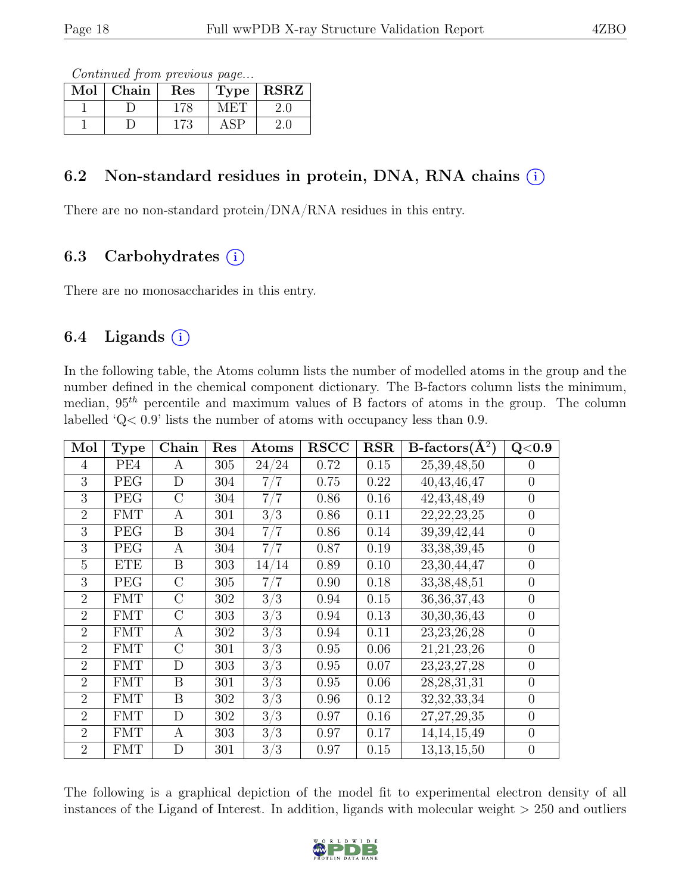*Continued from previous page...*

| Mol | Chain | Res | Type | RSRZ |
|---|---|---|---|---|
| 1 | D | 178 | MET | 2.0 |
| 1 | D | 173 | ASP | 2.0 |

### 6.2 Non-standard residues in protein, DNA, RNA chains (i)

There are no non-standard protein/DNA/RNA residues in this entry.

### 6.3 Carbohydrates (i)

There are no monosaccharides in this entry.

### 6.4 Ligands (i)

In the following table, the Atoms column lists the number of modelled atoms in the group and the number defined in the chemical component dictionary. The B-factors column lists the minimum, median, $95^{th}$ percentile and maximum values of B factors of atoms in the group. The column labelled 'Q< 0.9' lists the number of atoms with occupancy less than 0.9.

| Mol | Type | Chain | Res | Atoms | RSCC | RSR | B-factors($Å^2$) | Q<0.9 |
|---|---|---|---|---|---|---|---|---|
| 4 | PE4 | A | 305 | 24/24 | 0.72 | 0.15 | 25,39,48,50 | 0 |
| 3 | PEG | D | 304 | 7/7 | 0.75 | 0.22 | 40,43,46,47 | 0 |
| 3 | PEG | C | 304 | 7/7 | 0.86 | 0.16 | 42,43,48,49 | 0 |
| 2 | FMT | A | 301 | 3/3 | 0.86 | 0.11 | 22,22,23,25 | 0 |
| 3 | PEG | B | 304 | 7/7 | 0.86 | 0.14 | 39,39,42,44 | 0 |
| 3 | PEG | A | 304 | 7/7 | 0.87 | 0.19 | 33,38,39,45 | 0 |
| 5 | ETE | B | 303 | 14/14 | 0.89 | 0.10 | 23,30,44,47 | 0 |
| 3 | PEG | C | 305 | 7/7 | 0.90 | 0.18 | 33,38,48,51 | 0 |
| 2 | FMT | C | 302 | 3/3 | 0.94 | 0.15 | 36,36,37,43 | 0 |
| 2 | FMT | C | 303 | 3/3 | 0.94 | 0.13 | 30,30,36,43 | 0 |
| 2 | FMT | A | 302 | 3/3 | 0.94 | 0.11 | 23,23,26,28 | 0 |
| 2 | FMT | C | 301 | 3/3 | 0.95 | 0.06 | 21,21,23,26 | 0 |
| 2 | FMT | D | 303 | 3/3 | 0.95 | 0.07 | 23,23,27,28 | 0 |
| 2 | FMT | B | 301 | 3/3 | 0.95 | 0.06 | 28,28,31,31 | 0 |
| 2 | FMT | B | 302 | 3/3 | 0.96 | 0.12 | 32,32,33,34 | 0 |
| 2 | FMT | D | 302 | 3/3 | 0.97 | 0.16 | 27,27,29,35 | 0 |
| 2 | FMT | A | 303 | 3/3 | 0.97 | 0.17 | 14,14,15,49 | 0 |
| 2 | FMT | D | 301 | 3/3 | 0.97 | 0.15 | 13,13,15,50 | 0 |

The following is a graphical depiction of the model fit to experimental electron density of all instances of the Ligand of Interest. In addition, ligands with molecular weight > 250 and outliers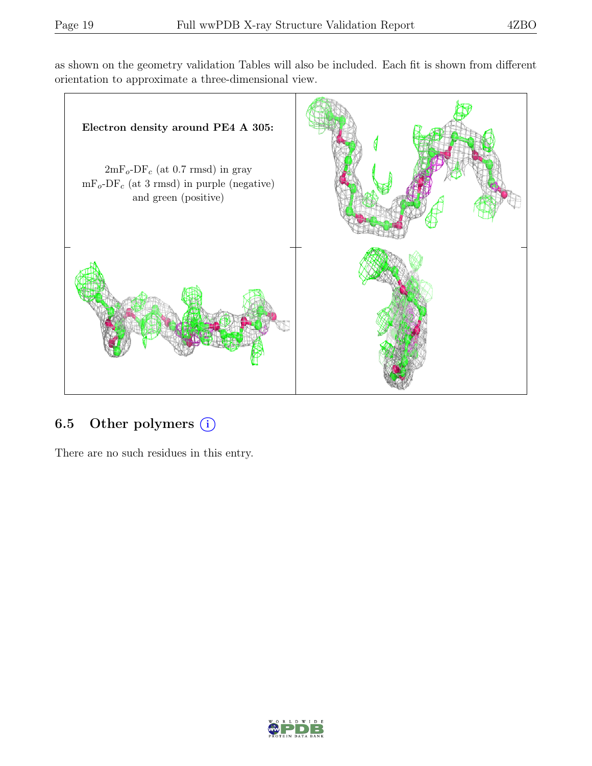as shown on the geometry validation Tables will also be included. Each fit is shown from different orientation to approximate a three-dimensional view.

**Electron density around PE4 A 305:**

2mF$_o$-DF$_c$ (at 0.7 rmsd) in gray
mF$_o$-DF$_c$ (at 3 rmsd) in purple (negative) and green (positive)

## 6.5 Other polymers

There are no such residues in this entry.